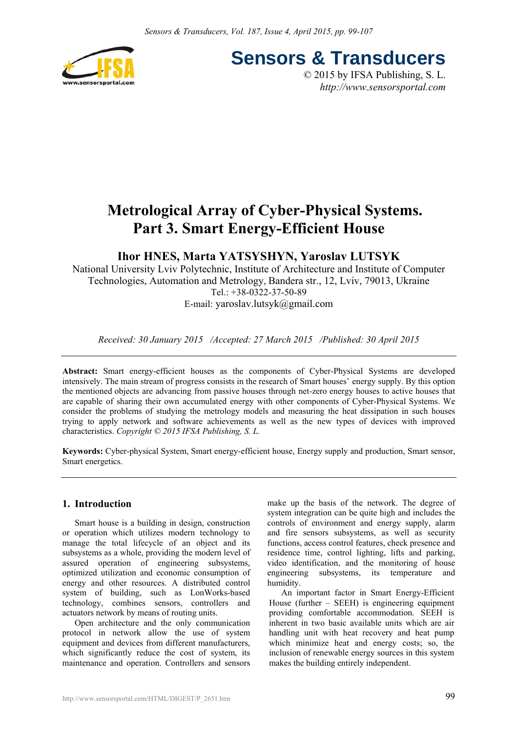# Metrological Array of Cyber-Physical Systems. Part 3. Smart Energy-Efficient House

**Ihor HNES, Marta YATSYSHYN, Yaroslav LUTSYK**

National University Lviv Polytechnic, Institute of Architecture and Institute of Computer Technologies, Automation and Metrology, Bandera str., 12, Lviv, 79013, Ukraine
Tel.: +38-0322-37-50-89
E-mail: yaroslav.lutsyk@gmail.com

*Received: 30 January 2015 /Accepted: 27 March 2015 /Published: 30 April 2015*

**Abstract:** Smart energy-efficient houses as the components of Cyber-Physical Systems are developed intensively. The main stream of progress consists in the research of Smart houses' energy supply. By this option the mentioned objects are advancing from passive houses through net-zero energy houses to active houses that are capable of sharing their own accumulated energy with other components of Cyber-Physical Systems. We consider the problems of studying the metrology models and measuring the heat dissipation in such houses trying to apply network and software achievements as well as the new types of devices with improved characteristics. *Copyright © 2015 IFSA Publishing, S. L.*

**Keywords:** Cyber-physical System, Smart energy-efficient house, Energy supply and production, Smart sensor, Smart energetics.

## 1. Introduction

Smart house is a building in design, construction or operation which utilizes modern technology to manage the total lifecycle of an object and its subsystems as a whole, providing the modern level of assured operation of engineering subsystems, optimized utilization and economic consumption of energy and other resources. A distributed control system of building, such as LonWorks-based technology, combines sensors, controllers and actuators network by means of routing units.

Open architecture and the only communication protocol in network allow the use of system equipment and devices from different manufacturers, which significantly reduce the cost of system, its maintenance and operation. Controllers and sensors make up the basis of the network. The degree of system integration can be quite high and includes the controls of environment and energy supply, alarm and fire sensors subsystems, as well as security functions, access control features, check presence and residence time, control lighting, lifts and parking, video identification, and the monitoring of house engineering subsystems, its temperature and humidity.

An important factor in Smart Energy-Efficient House (further – SEEH) is engineering equipment providing comfortable accommodation. SEEH is inherent in two basic available units which are air handling unit with heat recovery and heat pump which minimize heat and energy costs; so, the inclusion of renewable energy sources in this system makes the building entirely independent.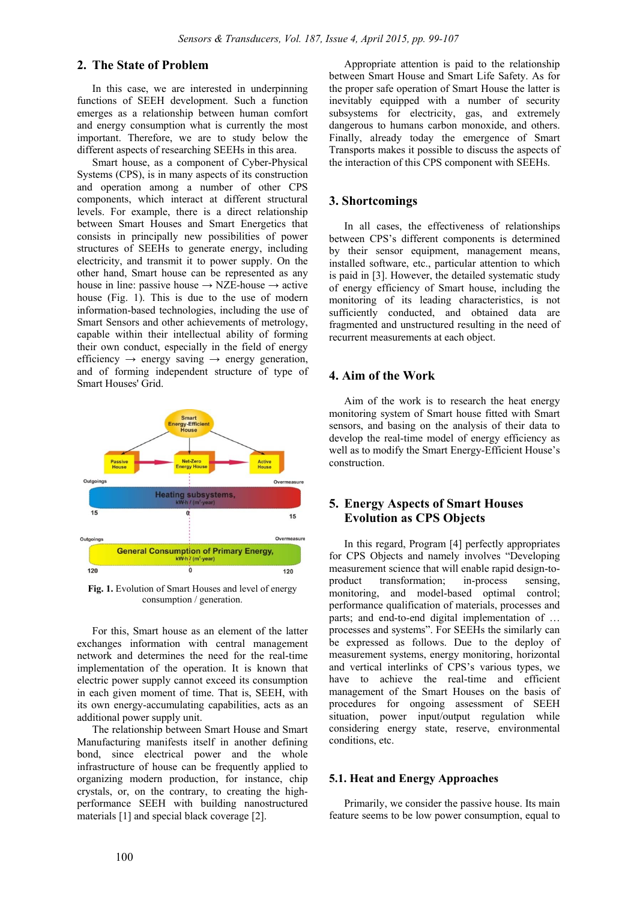## 2. The State of Problem

In this case, we are interested in underpinning functions of SEEH development. Such a function emerges as a relationship between human comfort and energy consumption what is currently the most important. Therefore, we are to study below the different aspects of researching SEEHs in this area.

Smart house, as a component of Cyber-Physical Systems (CPS), is in many aspects of its construction and operation among a number of other CPS components, which interact at different structural levels. For example, there is a direct relationship between Smart Houses and Smart Energetics that consists in principally new possibilities of power structures of SEEHs to generate energy, including electricity, and transmit it to power supply. On the other hand, Smart house can be represented as house in line: passive house → NZE-house → active house (Fig. 1). This is due to the use of modern information-based technologies, including the use of Smart Sensors and other achievements of metrology, capable within their intellectual ability of forming their own conduct, especially in the field of energy efficiency → energy saving → energy generation, and of forming independent structure of type of Smart Houses' Grid.

**Fig. 1.** Evolution of Smart Houses and level of energy consumption / generation.

For this, Smart house as an element of the latter exchanges information with central management network and determines the need for the real-time implementation of the operation. It is known that electric power supply cannot exceed its consumption in each given moment of time. That is, SEEH, with its own energy-accumulating capabilities, acts as an additional power supply unit.

The relationship between Smart House and Smart Manufacturing manifests itself in another defining bond, since electrical power and the whole infrastructure of house can be frequently applied to organizing modern production, for instance, chip crystals, or, on the contrary, to creating the high-performance SEEH with building nanostructured materials [1] and special black coverage [2].

Appropriate attention is paid to the relationship between Smart House and Smart Life Safety. As for the proper safe operation of Smart House the latter is inevitably equipped with a number of security subsystems for electricity, gas, and extremely dangerous to humans carbon monoxide, and others. Finally, already today the emergence of Smart Transports makes it possible to discuss the aspects of the interaction of this CPS component with SEEHs.

## 3. Shortcomings

In all cases, the effectiveness of relationships between CPS's different components is determined by their sensor equipment, management means, installed software, etc., particular attention to which is paid in [3]. However, the detailed systematic study of energy efficiency of Smart house, including the monitoring of its leading characteristics, is not sufficiently conducted, and obtained data are fragmented and unstructured resulting in the need of recurrent measurements at each object.

## 4. Aim of the Work

Aim of the work is to research the heat energy monitoring system of Smart house fitted with Smart sensors, and basing on the analysis of their data to develop the real-time model of energy efficiency as well as to modify the Smart Energy-Efficient House's construction.

## 5. Energy Aspects of Smart Houses Evolution as CPS Objects

In this regard, Program [4] perfectly appropriates for CPS Objects and namely involves "Developing measurement science that will enable rapid design-to-product transformation; in-process sensing, monitoring, and model-based optimal control; performance qualification of materials, processes and parts; and end-to-end digital implementation of … processes and systems". For SEEHs the similarly can be expressed as follows. Due to the deploy of measurement systems, energy monitoring, horizontal and vertical interlinks of CPS's various types, we have to achieve the real-time and efficient management of the Smart Houses on the basis of procedures for ongoing assessment SEEH situation, power input/output regulation while considering energy state, reserve, environmental conditions, etc.

### 5.1. Heat and Energy Approaches

Primarily, we consider the passive house. Its main feature seems to be low power consumption, equal to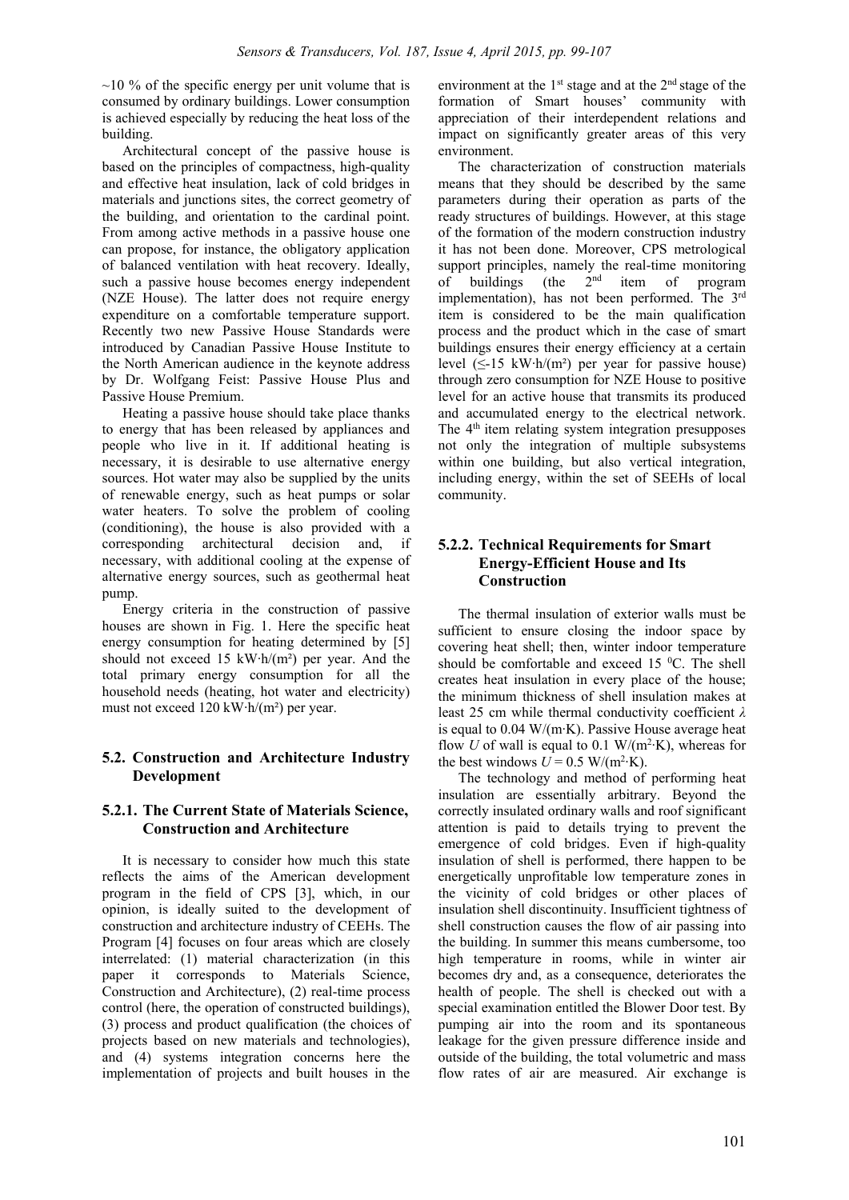~10 % of the specific energy per unit volume that is consumed by ordinary buildings. Lower consumption is achieved especially by reducing the heat loss of the building.

Architectural concept of the passive house is based on the principles of compactness, high-quality and effective heat insulation, lack of cold bridges in materials and junctions sites, the correct geometry of the building, and orientation to the cardinal point. From among active methods in a passive house one can propose, for instance, the obligatory application of balanced ventilation with heat recovery. Ideally, such a passive house becomes energy independent (NZE House). The latter does not require energy expenditure on a comfortable temperature support. Recently two new Passive House Standards were introduced by Canadian Passive House Institute to the North American audience in the keynote address by Dr. Wolfgang Feist: Passive House Plus and Passive House Premium.

Heating a passive house should take place thanks to energy that has been released by appliances and people who live in it. If additional heating is necessary, it is desirable to use alternative energy sources. Hot water may also be supplied by the units of renewable energy, such as heat pumps or solar water heaters. To solve the problem of cooling (conditioning), the house is also provided with a corresponding architectural decision and, if necessary, with additional cooling at the expense of alternative energy sources, such as geothermal heat pump.

Energy criteria in the construction of passive houses are shown in Fig. 1. Here the specific heat energy consumption for heating determined by [5] should not exceed 15 kW·h/(m²) per year. And the total primary energy consumption for all the household needs (heating, hot water and electricity) must not exceed 120 kW·h/(m²) per year.

## 5.2. Construction and Architecture Industry Development

### 5.2.1. The Current State of Materials Science, Construction and Architecture

It is necessary to consider how much this state reflects the aims of the American development program in the field of CPS [3], which, in our opinion, is ideally suited to the development of construction and architecture industry of CEEHs. The Program [4] focuses on four areas which are closely interrelated: (1) material characterization (in this paper it corresponds to Materials Science, Construction and Architecture), (2) real-time process control (here, the operation of constructed buildings), (3) process and product qualification (the choices of projects based on new materials and technologies), and (4) systems integration concerns here the implementation of projects and built houses in the environment at the 1st stage and at the 2nd stage of the formation of Smart houses' community with appreciation of their interdependent relations and impact on significantly greater areas of this very environment.

The characterization of construction materials means that they should be described by the same parameters during their operation as parts of the ready structures of buildings. However, at this stage of the formation of the modern construction industry it has not been done. Moreover, CPS metrological support principles, namely the real-time monitoring of buildings (the 2nd item of program implementation), has not been performed. The 3rd item is considered to be the main qualification process and the product which in the case of smart buildings ensures their energy efficiency at a certain level (≤-15 kW·h/(m²) per year for passive house) through zero consumption for NZE House to positive level for an active house that transmits its produced and accumulated energy to the electrical network. The 4th item relating system integration presupposes not only the integration of multiple subsystems within one building, but also vertical integration, including energy, within the set of SEEHs of local community.

### 5.2.2. Technical Requirements for Smart Energy-Efficient House and Its Construction

The thermal insulation of exterior walls must be sufficient to ensure closing the indoor space by covering heat shell; then, winter indoor temperature should be comfortable and exceed 15 $^0$C. The shell creates heat insulation in every place of the house; the minimum thickness of shell insulation makes at least 25 cm while thermal conductivity coefficient $\lambda$ is equal to 0.04 W/(m·K). Passive House average heat flow $U$ of wall is equal to 0.1 W/(m$^2$·K), whereas for the best windows $U$ = 0.5 W/(m$^2$·K).

The technology and method of performing heat insulation are essentially arbitrary. Beyond the correctly insulated ordinary walls and roof significant attention is paid to details trying to prevent the emergence of cold bridges. Even if high-quality insulation of shell is performed, there happen to be energetically unprofitable low temperature zones in the vicinity of cold bridges or other places of insulation shell discontinuity. Insufficient tightness of shell construction causes the flow of air passing into the building. In summer this means cumbersome, too high temperature in rooms, while in winter air becomes dry and, as a consequence, deteriorates the health of people. The shell is checked out with a special examination entitled the Blower Door test. By pumping air into the room and its spontaneous leakage for the given pressure difference inside and outside of the building, the total volumetric and mass flow rates of air are measured. Air exchange is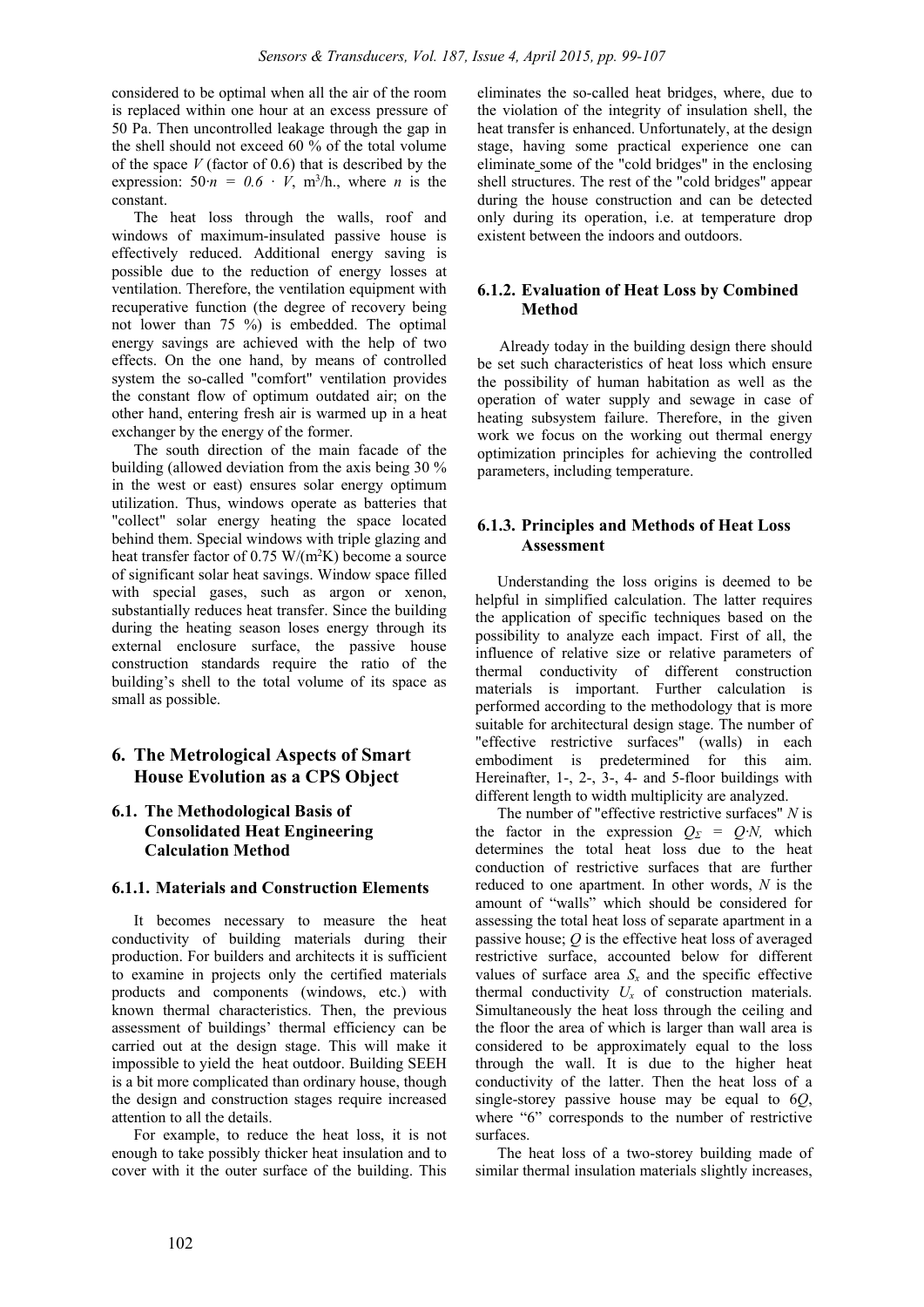considered to be optimal when all the air of the room is replaced within one hour at an excess pressure of 50 Pa. Then uncontrolled leakage through the gap in the shell should not exceed 60 % of the total volume of the space $V$ (factor of 0.6) that is described by the expression: $50 \cdot n = 0.6 \cdot V$, $m^3$/h., where $n$ is the constant.

The heat loss through the walls, roof and windows of maximum-insulated passive house is effectively reduced. Additional energy saving is possible due to the reduction of energy losses at ventilation. Therefore, the ventilation equipment with recuperative function (the degree of recovery being not lower than 75 %) is embedded. The optimal energy savings are achieved with the help of two effects. On the one hand, by means of controlled system the so-called "comfort" ventilation provides the constant flow of optimum outdated air; on the other hand, entering fresh air is warmed up in a heat exchanger by the energy of the former.

The south direction of the main facade of the building (allowed deviation from the axis being 30 % in the west or east) ensures solar energy optimum utilization. Thus, windows operate as batteries that "collect" solar energy heating the space located behind them. Special windows with triple glazing and heat transfer factor of 0.75 W/($m^2$K) become a source of significant solar heat savings. Window space filled with special gases, such as argon or xenon, substantially reduces heat transfer. Since the building during the heating season loses energy through its external enclosure surface, the passive house construction standards require the ratio of the building's shell to the total volume of its space as small as possible.

## 6. The Metrological Aspects of Smart House Evolution as a CPS Object

### 6.1. The Methodological Basis of Consolidated Heat Engineering Calculation Method

#### 6.1.1. Materials and Construction Elements

It becomes necessary to measure the heat conductivity of building materials during their production. For builders and architects it is sufficient to examine in projects only the certified materials products and components (windows, etc.) with known thermal characteristics. Then, the previous assessment of buildings' thermal efficiency can be carried out at the design stage. This will make it impossible to yield the heat outdoor. Building SEEH is a bit more complicated than ordinary house, though the design and construction stages require increased attention to all the details.

For example, to reduce the heat loss, it is not enough to take possibly thicker heat insulation and to cover with it the outer surface of the building. This eliminates the so-called heat bridges, where, due to the violation of the integrity of insulation shell, the heat transfer is enhanced. Unfortunately, at the design stage, having some practical experience one can eliminate some of the "cold bridges" in the enclosing shell structures. The rest of the "cold bridges" appear during the house construction and can be detected only during its operation, i.e. at temperature drop existent between the indoors and outdoors.

#### 6.1.2. Evaluation of Heat Loss by Combined Method

Already today in the building design there should be set such characteristics of heat loss which ensure the possibility of human habitation as well as the operation of water supply and sewage in case of heating subsystem failure. Therefore, in the given work we focus on the working out thermal energy optimization principles for achieving the controlled parameters, including temperature.

#### 6.1.3. Principles and Methods of Heat Loss Assessment

Understanding the loss origins is deemed to be helpful in simplified calculation. The latter requires the application of specific techniques based on the possibility to analyze each impact. First of all, the influence of relative size or relative parameters of thermal conductivity of different construction materials is important. Further calculation is performed according to the methodology that is more suitable for architectural design stage. The number of "effective restrictive surfaces" (walls) in each embodiment is predetermined for this aim. Hereinafter, 1-, 2-, 3-, 4- and 5-floor buildings with different length to width multiplicity are analyzed.

The number of "effective restrictive surfaces" $N$ is the factor in the expression $Q_{\Sigma} = Q \cdot N$, which determines the total heat loss due to the heat conduction of restrictive surfaces that are further reduced to one apartment. In other words, $N$ is the amount of "walls" which should be considered for assessing the total heat loss of separate apartment in a passive house; $Q$ is the effective heat loss of averaged restrictive surface, accounted below for different values of surface area $S_x$ and the specific effective thermal conductivity $U_x$ of construction materials. Simultaneously the heat loss through the ceiling and the floor the area of which is larger than wall area is considered to be approximately equal to the loss through the wall. It is due to the higher heat conductivity of the latter. Then the heat loss of a single-storey passive house may be equal to $6Q$, where "6" corresponds to the number of restrictive surfaces.

The heat loss of a two-storey building made of similar thermal insulation materials slightly increases,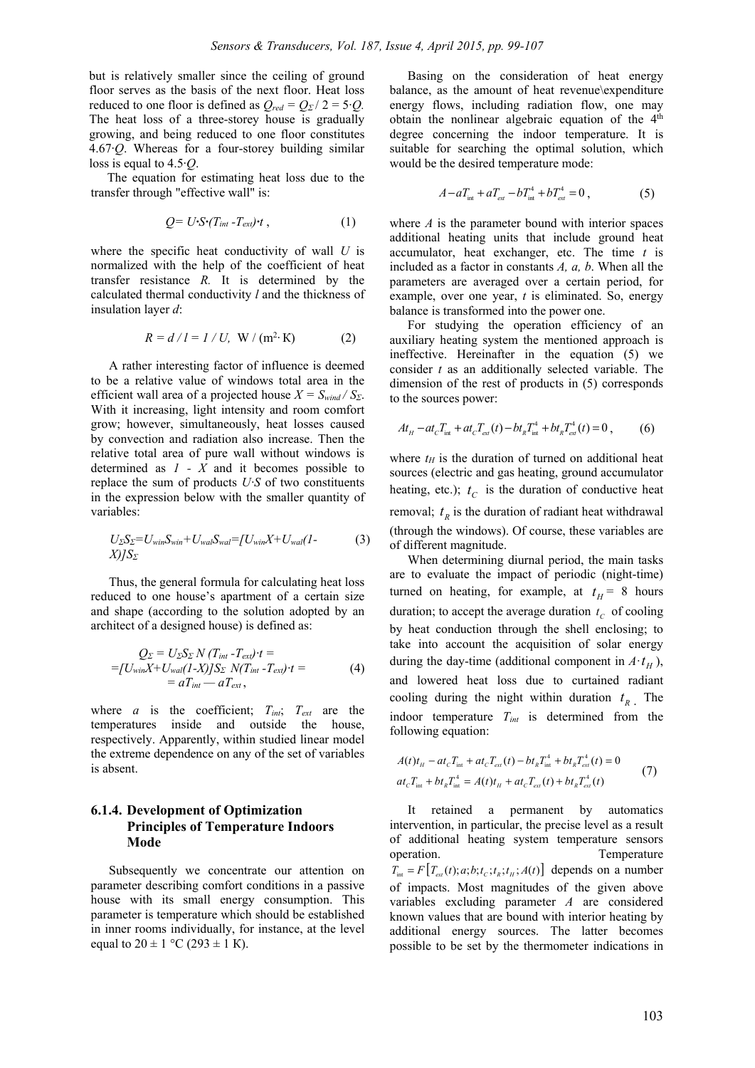but is relatively smaller since the ceiling of ground floor serves as the basis of the next floor. Heat loss reduced to one floor is defined as $Q_{red} = Q_{\Sigma} / 2 = 5 \cdot Q$. The heat loss of a three-storey house is gradually growing, and being reduced to one floor constitutes $4.67 \cdot Q$. Whereas for a four-storey building similar loss is equal to $4.5 \cdot Q$.

The equation for estimating heat loss due to the transfer through "effective wall" is:

$$Q = U \cdot S \cdot (T_{int} - T_{ext}) \cdot t \,, \tag{1}$$

where the specific heat conductivity of wall $U$ is normalized with the help of the coefficient of heat transfer resistance $R$. It is determined by the calculated thermal conductivity $l$ and the thickness of insulation layer $d$:

$$R = d / l = 1 / U, \; \text{W} / (\text{m}^2 \cdot \text{K}) \tag{2}$$

A rather interesting factor of influence is deemed to be a relative value of windows total area in the efficient wall area of a projected house $X = S_{wind} / S_{\Sigma}$. With it increasing, light intensity and room comfort grow; however, simultaneously, heat losses caused by convection and radiation also increase. Then the relative total area of pure wall without windows is determined as $1 - X$ and it becomes possible to replace the sum of products $U \cdot S$ of two constituents in the expression below with the smaller quantity of variables:

$$U_{\Sigma} S_{\Sigma} = U_{win} S_{win} + U_{wal} S_{wal} = [U_{win} X + U_{wal}(1-X)] S_{\Sigma} \tag{3}$$

Thus, the general formula for calculating heat loss reduced to one house's apartment of a certain size and shape (according to the solution adopted by an architect of a designed house) is defined as:

$$\begin{aligned} Q_{\Sigma} &= U_{\Sigma} S_{\Sigma} N (T_{int} - T_{ext}) \cdot t = \\ &= [U_{win} X + U_{wal}(1-X)] S_{\Sigma} N (T_{int} - T_{ext}) \cdot t = \\ &= a T_{int} - a T_{ext} \,, \end{aligned} \tag{4}$$

where $a$ is the coefficient; $T_{int}$; $T_{ext}$ are the temperatures inside and outside the house, respectively. Apparently, within studied linear model the extreme dependence on any of the set of variables is absent.

### 6.1.4. Development of Optimization Principles of Temperature Indoors Mode

Subsequently we concentrate our attention on parameter describing comfort conditions in a passive house with its small energy consumption. This parameter is temperature which should be established in inner rooms individually, for instance, at the level equal to 20 ± 1 °C (293 ± 1 K).

Basing on the consideration of heat energy balance, as the amount of heat revenue\expenditure energy flows, including radiation flow, one may obtain the nonlinear algebraic equation of the 4[th] degree concerning the indoor temperature. It is suitable for searching the optimal solution, which would be the desired temperature mode:

$$A - aT_{int} + aT_{ext} - bT_{int}^4 + bT_{ext}^4 = 0 \,, \tag{5}$$

where $A$ is the parameter bound with interior spaces additional heating units that include ground heat accumulator, heat exchanger, etc. The time $t$ is included as a factor in constants $A$, $a$, $b$. When all the parameters are averaged over a certain period, for example, over one year, $t$ is eliminated. So, energy balance is transformed into the power one.

For studying the operation efficiency of an auxiliary heating system the mentioned approach is ineffective. Hereinafter in the equation (5) we consider $t$ as an additionally selected variable. The dimension of the rest of products in (5) corresponds to the sources power:

$$At_H - at_C T_{int} + at_C T_{ext}(t) - bt_R T_{int}^4 + bt_R T_{ext}^4(t) = 0 \,, \tag{6}$$

where $t_H$ is the duration of turned on additional heat sources (electric and gas heating, ground accumulator heating, etc.); $t_C$ is the duration of conductive heat removal; $t_R$ is the duration of radiant heat withdrawal (through the windows). Of course, these variables are of different magnitude.

When determining diurnal period, the main tasks are to evaluate the impact of periodic (night-time) turned on heating, for example, at $t_H$ = 8 hours duration; to accept the average duration $t_C$ of cooling by heat conduction through the shell enclosing; to take into account the acquisition of solar energy during the day-time (additional component in $A \cdot t_H$), and lowered heat loss due to curtained radiant cooling during the night within duration $t_R$. The indoor temperature $T_{int}$ is determined from the following equation:

$$\begin{aligned} &A(t)t_H - at_C T_{int} + at_C T_{ext}(t) - bt_R T_{int}^4 + bt_R T_{ext}^4(t) = 0 \\ &at_C T_{int} + bt_R T_{int}^4 = A(t)t_H + at_C T_{ext}(t) + bt_R T_{ext}^4(t) \end{aligned} \tag{7}$$

It retained a permanent by automatics intervention, in particular, the precise level as a result of additional heating system temperature sensors operation. Temperature $T_{int} = F\left[T_{ext}(t); a; b; t_C; t_R; t_H; A(t)\right]$ depends on a number of impacts. Most magnitudes of the given above variables excluding parameter $A$ are considered known values that are bound with interior heating by additional energy sources. The latter becomes possible to be set by the thermometer indications in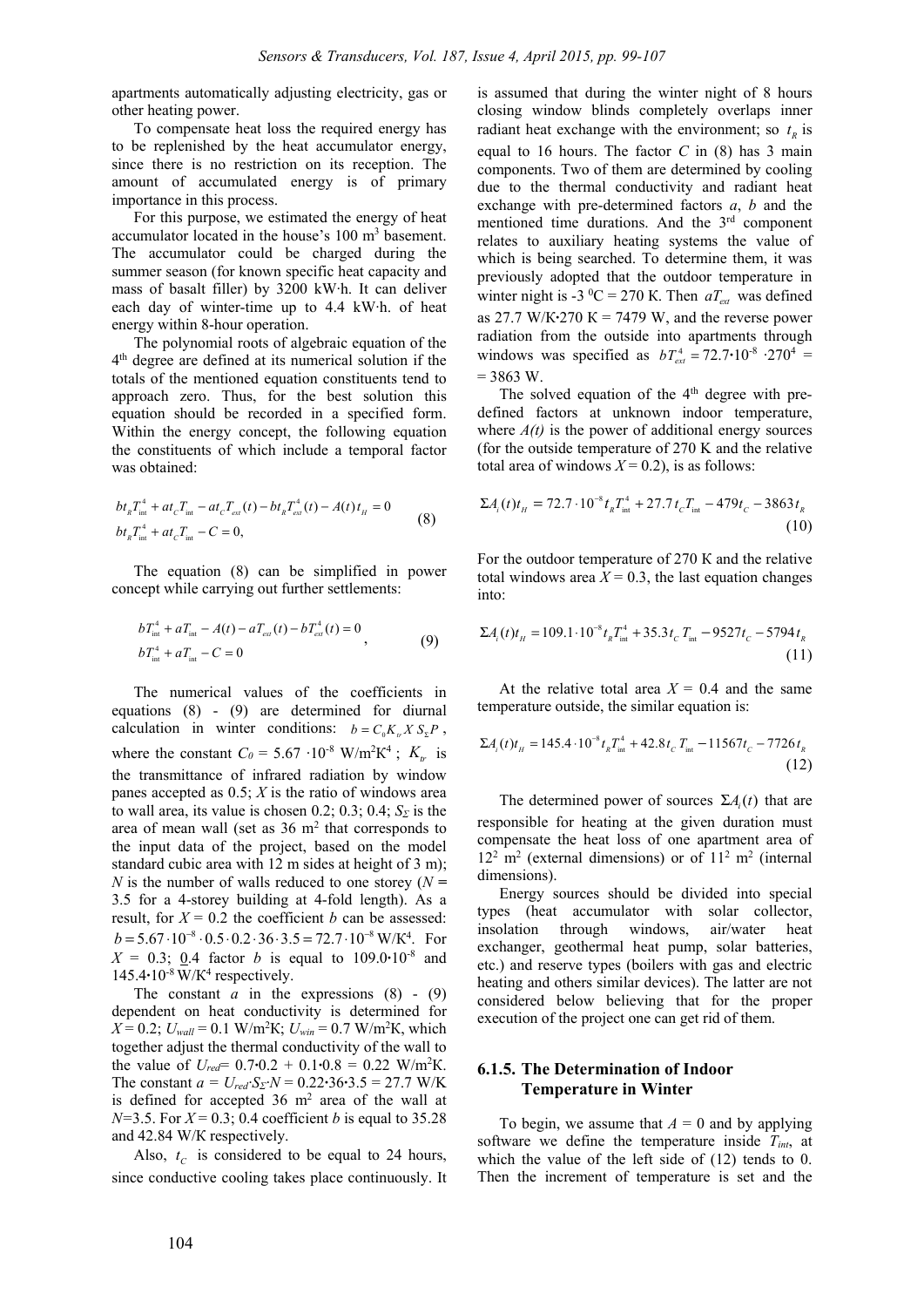apartments automatically adjusting electricity, gas or other heating power.

To compensate heat loss the required energy has to be replenished by the heat accumulator energy, since there is no restriction on its reception. The amount of accumulated energy is of primary importance in this process.

For this purpose, we estimated the energy of heat accumulator located in the house's 100 m$^3$ basement. The accumulator could be charged during the summer season (for known specific heat capacity and mass of basalt filler) by 3200 kW·h. It can deliver each day of winter-time up to 4.4 kW·h. of heat energy within 8-hour operation.

The polynomial roots of algebraic equation of the 4$^{th}$ degree are defined at its numerical solution if the totals of the mentioned equation constituents tend to approach zero. Thus, for the best solution this equation should be recorded in a specified form. Within the energy concept, the following equation the constituents of which include a temporal factor was obtained:

$$
\begin{aligned}
& bt_R T_{\text{int}}^4 + at_C T_{\text{int}} - at_C T_{ext}(t) - bt_R T_{ext}^4(t) - A(t)\, t_H = 0 \\
& bt_R T_{\text{int}}^4 + at_C T_{\text{int}} - C = 0,
\end{aligned}
\tag{8}
$$

The equation (8) can be simplified in power concept while carrying out further settlements:

$$
\begin{aligned}
& bT_{\text{int}}^4 + aT_{\text{int}} - A(t) - aT_{ext}(t) - bT_{ext}^4(t) = 0 \\
& bT_{\text{int}}^4 + aT_{\text{int}} - C = 0
\end{aligned}
,
\tag{9}
$$

The numerical values of the coefficients in equations (8) - (9) are determined for diurnal calculation in winter conditions: $b = C_0 K_{tr} X\, S_\Sigma P$, where the constant $C_0$ = 5.67 ·10$^{-8}$ W/m$^2$K$^4$ ; $K_{tr}$ is the transmittance of infrared radiation by window panes accepted as 0.5; $X$ is the ratio of windows area to wall area, its value is chosen 0.2; 0.3; 0.4; $S_\Sigma$ is the area of mean wall (set as 36 m$^2$ that corresponds to the input data of the project, based on the model standard cubic area with 12 m sides at height of 3 m); $N$ is the number of walls reduced to one storey ($N$ = 3.5 for a 4-storey building at 4-fold length). As a result, for $X$ = 0.2 the coefficient $b$ can be assessed: $b = 5.67 \cdot 10^{-8} \cdot 0.5 \cdot 0.2 \cdot 36 \cdot 3.5 = 72.7 \cdot 10^{-8}$ W/K$^4$. For $X$ = 0.3; 0.4 factor $b$ is equal to 109.0·10$^{-8}$ and 145.4·10$^{-8}$ W/K$^4$ respectively.

The constant $a$ in the expressions (8) - (9) dependent on heat conductivity is determined for $X$ = 0.2; $U_{wall}$ = 0.1 W/m$^2$K; $U_{win}$ = 0.7 W/m$^2$K, which together adjust the thermal conductivity of the wall to the value of $U_{red}$= 0.7·0.2 + 0.1·0.8 = 0.22 W/m$^2$K. The constant $a = U_{red} \cdot S_\Sigma \cdot N$ = 0.22·36·3.5 = 27.7 W/K is defined for accepted 36 m$^2$ area of the wall at $N$=3.5. For $X$ = 0.3; 0.4 coefficient $b$ is equal to 35.28 and 42.84 W/K respectively.

Also, $t_C$ is considered to be equal to 24 hours, since conductive cooling takes place continuously. It is assumed that during the winter night of 8 hours closing window blinds completely overlaps inner radiant heat exchange with the environment; so $t_R$ is equal to 16 hours. The factor $C$ in (8) has 3 main components. Two of them are determined by cooling due to the thermal conductivity and radiant heat exchange with pre-determined factors $a$, $b$ and the mentioned time durations. And the 3$^{rd}$ component relates to auxiliary heating systems the value of which is being searched. To determine them, it was previously adopted that the outdoor temperature in winter night is -3 $^0$C = 270 K. Then $aT_{ext}$ was defined as 27.7 W/K·270 K = 7479 W, and the reverse power radiation from the outside into apartments through windows was specified as $bT_{ext}^4 = 72.7 \cdot 10^{-8} \cdot 270^4$ = = 3863 W.

The solved equation of the 4$^{th}$ degree with pre-defined factors at unknown indoor temperature, where $A(t)$ is the power of additional energy sources (for the outside temperature of 270 K and the relative total area of windows $X$ = 0.2), is as follows:

$$
\Sigma A_i(t)\, t_H = 72.7 \cdot 10^{-8} t_R T_{\text{int}}^4 + 27.7\, t_C T_{\text{int}} - 479 t_C - 3863 t_R
\tag{10}
$$

For the outdoor temperature of 270 K and the relative total windows area $X$ = 0.3, the last equation changes into:

$$
\Sigma A_i(t)\, t_H = 109.1 \cdot 10^{-8} t_R T_{\text{int}}^4 + 35.3\, t_C\, T_{\text{int}} - 9527 t_C - 5794 t_R
\tag{11}
$$

At the relative total area $X$ = 0.4 and the same temperature outside, the similar equation is:

$$
\Sigma A_i(t)\, t_H = 145.4 \cdot 10^{-8} t_R T_{\text{int}}^4 + 42.8\, t_C\, T_{\text{int}} - 11567 t_C - 7726 t_R
\tag{12}
$$

The determined power of sources $\Sigma A_i(t)$ that are responsible for heating at the given duration must compensate the heat loss of one apartment area of 12$^2$ m$^2$ (external dimensions) or of 11$^2$ m$^2$ (internal dimensions).

Energy sources should be divided into special types (heat accumulator with solar collector, insolation through windows, air/water heat exchanger, geothermal heat pump, solar batteries, etc.) and reserve types (boilers with gas and electric heating and others similar devices). The latter are not considered below believing that for the proper execution of the project one can get rid of them.

#### 6.1.5. The Determination of Indoor Temperature in Winter

To begin, we assume that $A$ = 0 and by applying software we define the temperature inside $T_{int}$, at which the value of the left side of (12) tends to 0. Then the increment of temperature is set and the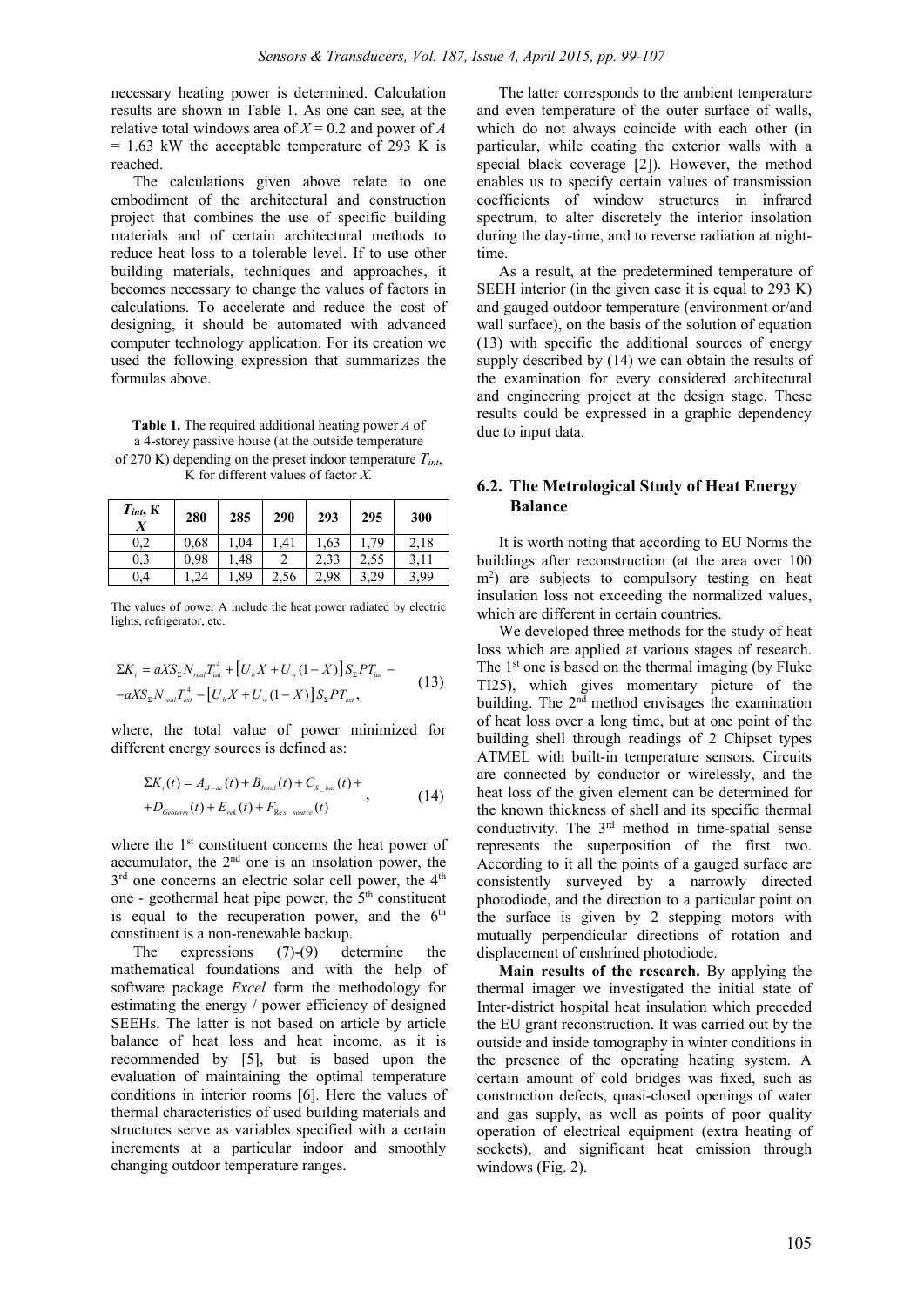necessary heating power is determined. Calculation results are shown in Table 1. As one can see, at the relative total windows area of $X = 0.2$ and power of $A = 1.63$ kW the acceptable temperature of 293 K is reached.

The calculations given above relate to one embodiment of the architectural and construction project that combines the use of specific building materials and of certain architectural methods to reduce heat loss to a tolerable level. If to use other building materials, techniques and approaches, it becomes necessary to change the values of factors in calculations. To accelerate and reduce the cost of designing, it should be automated with advanced computer technology application. For its creation we used the following expression that summarizes the formulas above.

**Table 1.** The required additional heating power $A$ of a 4-storey passive house (at the outside temperature of 270 K) depending on the preset indoor temperature $T_{int}$, K for different values of factor $X$.

| $T_{int}$, K / $X$ | 280 | 285 | 290 | 293 | 295 | 300 |
|---|---|---|---|---|---|---|
| 0,2 | 0,68 | 1,04 | 1,41 | 1,63 | 1,79 | 2,18 |
| 0,3 | 0,98 | 1,48 | 2 | 2,33 | 2,55 | 3,11 |
| 0,4 | 1,24 | 1,89 | 2,56 | 2,98 | 3,29 | 3,99 |

The values of power A include the heat power radiated by electric lights, refrigerator, etc.

$$\Sigma K_i = aXS_\Sigma N_{real} T_{int}^4 + \left[U_b X + U_w (1-X)\right] S_\Sigma P T_{int} - \\ -aXS_\Sigma N_{real} T_{ext}^4 - \left[U_b X + U_w (1-X)\right] S_\Sigma P T_{ext}, \tag{13}$$

where, the total value of power minimized for different energy sources is defined as:

$$\Sigma K_i(t) = A_{H-ac}(t) + B_{Insol}(t) + C_{S\_bat}(t) + \\ +D_{Geoterm}(t) + E_{rek}(t) + F_{\text{Res\_source}}(t), \tag{14}$$

where the 1[st] constituent concerns the heat power of accumulator, the 2[nd] one is an insolation power, the 3[rd] one concerns an electric solar cell power, the 4[th] one - geothermal heat pipe power, the 5[th] constituent is equal to the recuperation power, and the 6[th] constituent is a non-renewable backup.

The expressions (7)-(9) determine the mathematical foundations and with the help of software package *Excel* form the methodology for estimating the energy / power efficiency of designed SEEHs. The latter is not based on article by article balance of heat loss and heat income, as it is recommended by [5], but is based upon the evaluation of maintaining the optimal temperature conditions in interior rooms [6]. Here the values of thermal characteristics of used building materials and structures serve as variables specified with a certain increments at a particular indoor and smoothly changing outdoor temperature ranges.

The latter corresponds to the ambient temperature and even temperature of the outer surface of walls, which do not always coincide with each other (in particular, while coating the exterior walls with a special black coverage [2]). However, the method enables us to specify certain values of transmission coefficients of window structures in infrared spectrum, to alter discretely the interior insolation during the day-time, and to reverse radiation at night-time.

As a result, at the predetermined temperature of SEEH interior (in the given case it is equal to 293 K) and gauged outdoor temperature (environment or/and wall surface), on the basis of the solution of equation (13) with specific the additional sources of energy supply described by (14) we can obtain the results of the examination for every considered architectural and engineering project at the design stage. These results could be expressed in a graphic dependency due to input data.

## 6.2. The Metrological Study of Heat Energy Balance

It is worth noting that according to EU Norms the buildings after reconstruction (at the area over 100 m$^2$) are subjects to compulsory testing on heat insulation loss not exceeding the normalized values, which are different in certain countries.

We developed three methods for the study of heat loss which are applied at various stages of research. The 1[st] one is based on the thermal imaging (by Fluke TI25), which gives momentary picture of the building. The 2[nd] method envisages the examination of heat loss over a long time, but at one point of the building shell through readings of 2 Chipset types ATMEL with built-in temperature sensors. Circuits are connected by conductor or wirelessly, and the heat loss of the given element can be determined for the known thickness of shell and its specific thermal conductivity. The 3[rd] method in time-spatial sense represents the superposition of the first two. According to it all the points of a gauged surface are consistently surveyed by a narrowly directed photodiode, and the direction to a particular point on the surface is given by 2 stepping motors with mutually perpendicular directions of rotation and displacement of enshrined photodiode.

**Main results of the research.** By applying the thermal imager we investigated the initial state of Inter-district hospital heat insulation which preceded the EU grant reconstruction. It was carried out by the outside and inside tomography in winter conditions in the presence of the operating heating system. A certain amount of cold bridges was fixed, such as construction defects, quasi-closed openings of water and gas supply, as well as points of poor quality operation of electrical equipment (extra heating of sockets), and significant heat emission through windows (Fig. 2).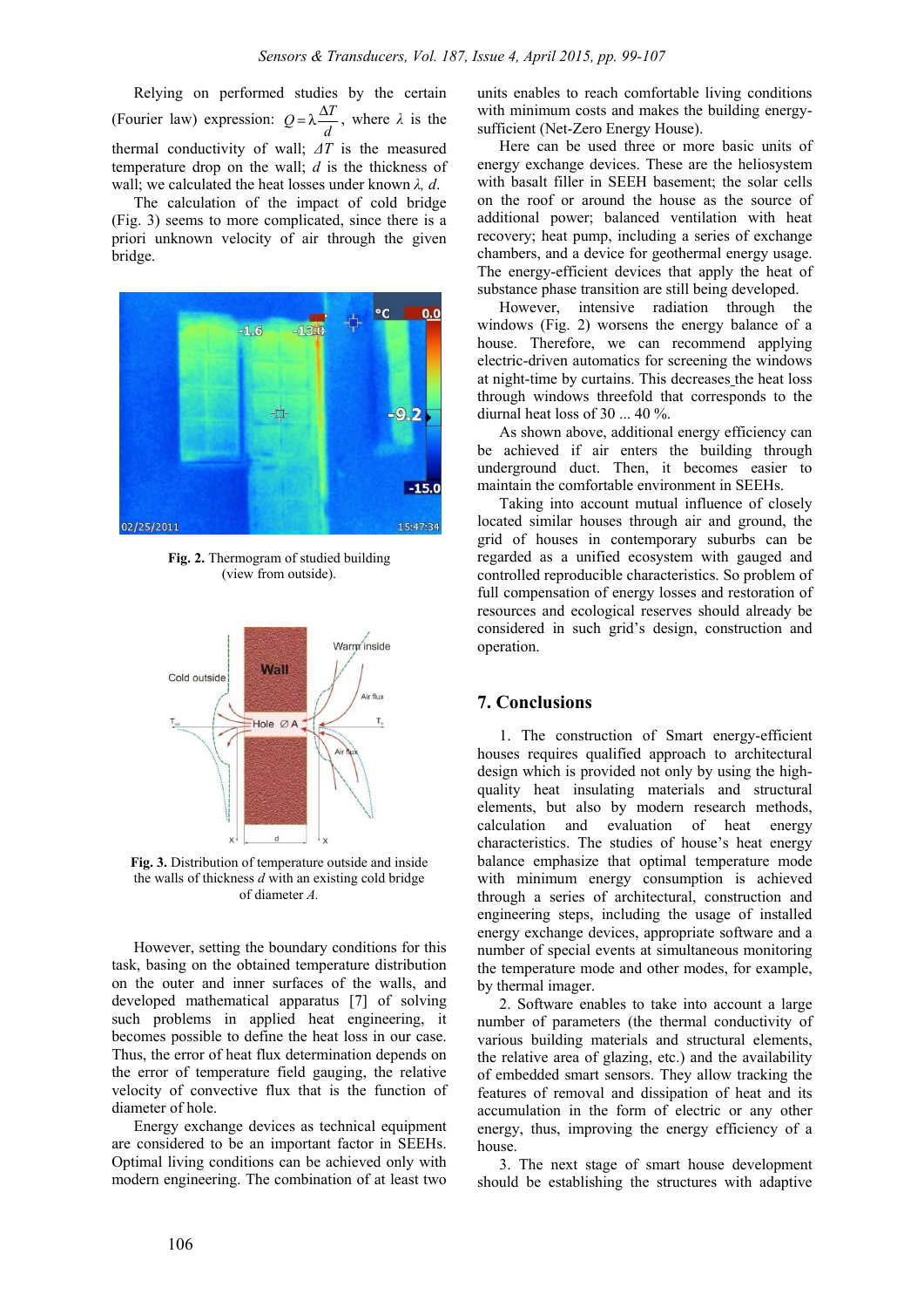Relying on performed studies by the certain (Fourier law) expression: $Q = \lambda \frac{\Delta T}{d}$, where $\lambda$ is the thermal conductivity of wall; $\Delta T$ is the measured temperature drop on the wall; $d$ is the thickness of wall; we calculated the heat losses under known $\lambda$, $d$.

The calculation of the impact of cold bridge (Fig. 3) seems to more complicated, since there is a priori unknown velocity of air through the given bridge.

**Fig. 2.** Thermogram of studied building (view from outside).

**Fig. 3.** Distribution of temperature outside and inside the walls of thickness *d* with an existing cold bridge of diameter *A*.

However, setting the boundary conditions for this task, basing on the obtained temperature distribution on the outer and inner surfaces of the walls, and developed mathematical apparatus [7] of solving such problems in applied heat engineering, it becomes possible to define the heat loss in our case. Thus, the error of heat flux determination depends on the error of temperature field gauging, the relative velocity of convective flux that is the function of diameter of hole.

Energy exchange devices as technical equipment are considered to be an important factor in SEEHs. Optimal living conditions can be achieved only with modern engineering. The combination of at least two units enables to reach comfortable living conditions with minimum costs and makes the building energy-sufficient (Net-Zero Energy House).

Here can be used three or more basic units of energy exchange devices. These are the heliosystem with basalt filler in SEEH basement; the solar cells on the roof or around the house as the source of additional power; balanced ventilation with heat recovery; heat pump, including a series of exchange chambers, and a device for geothermal energy usage. The energy-efficient devices that apply the heat of substance phase transition are still being developed.

However, intensive radiation through the windows (Fig. 2) worsens the energy balance of a house. Therefore, we can recommend applying electric-driven automatics for screening the windows at night-time by curtains. This decreases the heat loss through windows threefold that corresponds to the diurnal heat loss of 30 ... 40 %.

As shown above, additional energy efficiency can be achieved if air enters the building through underground duct. Then, it becomes easier to maintain the comfortable environment in SEEHs.

Taking into account mutual influence of closely located similar houses through air and ground, the grid of houses in contemporary suburbs can be regarded as a unified ecosystem with gauged and controlled reproducible characteristics. So problem of full compensation of energy losses and restoration of resources and ecological reserves should already be considered in such grid's design, construction and operation.

## 7. Conclusions

1. The construction of Smart energy-efficient houses requires qualified approach to architectural design which is provided not only by using the high-quality heat insulating materials and structural elements, but also by modern research methods, calculation and evaluation of heat energy characteristics. The studies of house's heat energy balance emphasize that optimal temperature mode with minimum energy consumption is achieved through a series of architectural, construction and engineering steps, including the usage of installed energy exchange devices, appropriate software and a number of special events at simultaneous monitoring the temperature mode and other modes, for example, by thermal imager.

2. Software enables to take into account a large number of parameters (the thermal conductivity of various building materials and structural elements, the relative area of glazing, etc.) and the availability of embedded smart sensors. They allow tracking the features of removal and dissipation of heat and its accumulation in the form of electric or any other energy, thus, improving the energy efficiency of a house.

3. The next stage of smart house development should be establishing the structures with adaptive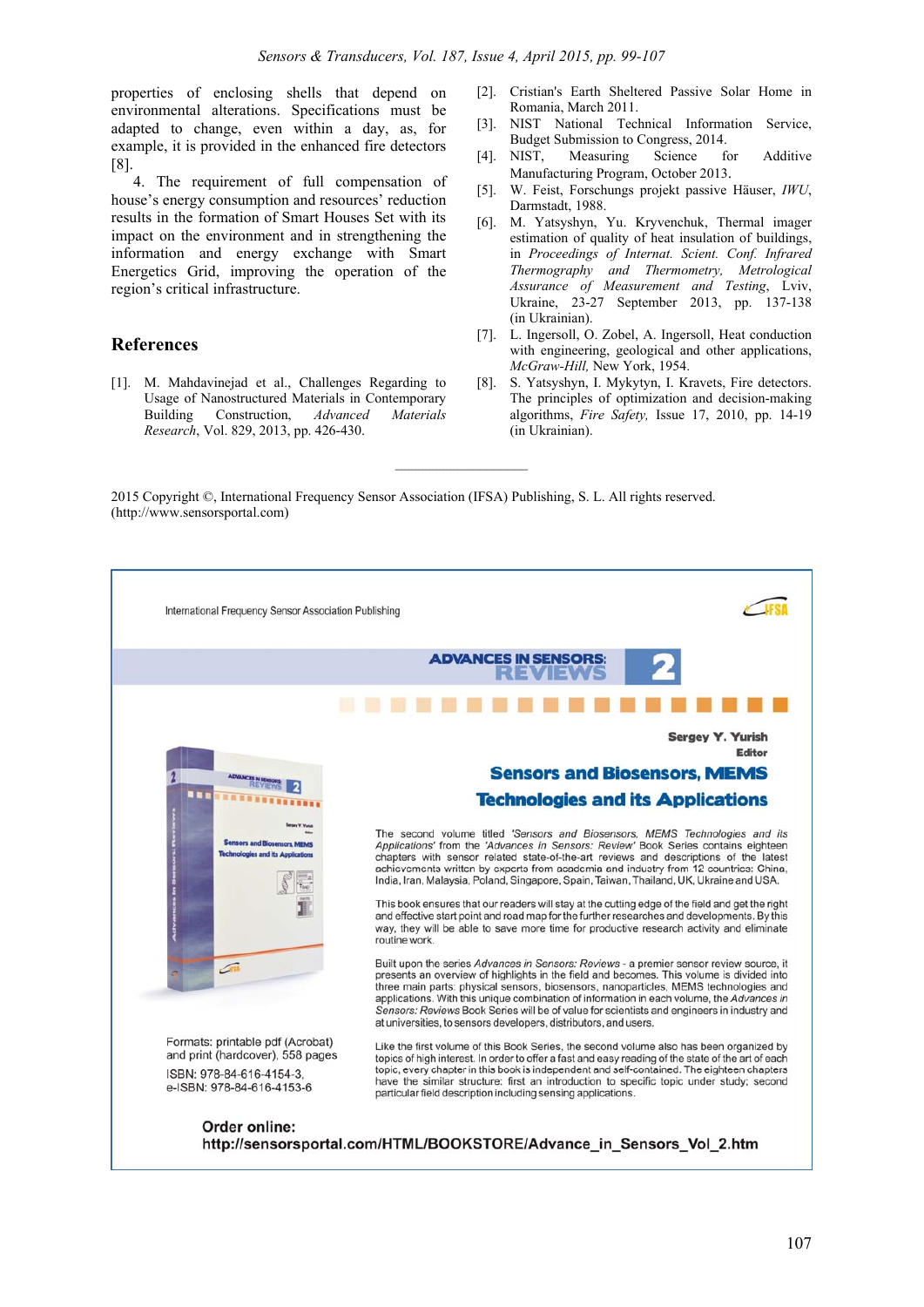properties of enclosing shells that depend on environmental alterations. Specifications must be adapted to change, even within a day, as, for example, it is provided in the enhanced fire detectors [8].

4. The requirement of full compensation of house's energy consumption and resources' reduction results in the formation of Smart Houses Set with its impact on the environment and in strengthening the information and energy exchange with Smart Energetics Grid, improving the operation of the region's critical infrastructure.

## References

[1]. M. Mahdavinejad et al., Challenges Regarding to Usage of Nanostructured Materials in Contemporary Building Construction, *Advanced Materials Research*, Vol. 829, 2013, pp. 426-430.

[2]. Cristian's Earth Sheltered Passive Solar Home in Romania, March 2011.

[3]. NIST National Technical Information Service, Budget Submission to Congress, 2014.

[4]. NIST, Measuring Science for Additive Manufacturing Program, October 2013.

[5]. W. Feist, Forschungs projekt passive Häuser, *IWU*, Darmstadt, 1988.

[6]. M. Yatsyshyn, Yu. Kryvenchuk, Thermal imager estimation of quality of heat insulation of buildings, in *Proceedings of Internat. Scient. Conf. Infrared Thermography and Thermometry, Metrological Assurance of Measurement and Testing*, Lviv, Ukraine, 23-27 September 2013, pp. 137-138 (in Ukrainian).

[7]. L. Ingersoll, O. Zobel, A. Ingersoll, Heat conduction with engineering, geological and other applications, *McGraw-Hill,* New York, 1954.

[8]. S. Yatsyshyn, I. Mykytyn, I. Kravets, Fire detectors. The principles of optimization and decision-making algorithms, *Fire Safety,* Issue 17, 2010, pp. 14-19 (in Ukrainian).

---

2015 Copyright ©, International Frequency Sensor Association (IFSA) Publishing, S. L. All rights reserved. (http://www.sensorsportal.com)

---

International Frequency Sensor Association Publishing

ADVANCES IN SENSORS: REVIEWS 2

Sergey Y. Yurish
Editor

**Sensors and Biosensors, MEMS Technologies and its Applications**

The second volume titled '*Sensors and Biosensors, MEMS Technologies and its Applications*' from the '*Advances in Sensors: Review*' Book Series contains eighteen chapters with sensor related state-of-the-art reviews and descriptions of the latest achievements written by experts from academia and industry from 12 countries: China, India, Iran, Malaysia, Poland, Singapore, Spain, Taiwan, Thailand, UK, Ukraine and USA.

This book ensures that our readers will stay at the cutting edge of the field and get the right and effective start point and road map for the further researches and developments. By this way, they will be able to save more time for productive research activity and eliminate routine work.

Built upon the series *Advances in Sensors: Reviews* - a premier sensor review source, it presents an overview of highlights in the field and becomes. This volume is divided into three main parts: physical sensors, biosensors, nanoparticles, MEMS technologies and applications. With this unique combination of information in each volume, the *Advances in Sensors: Reviews* Book Series will be of value for scientists and engineers in industry and at universities, to sensors developers, distributors, and users.

Like the first volume of this Book Series, the second volume also has been organized by topics of high interest. In order to offer a fast and easy reading of the state of the art of each topic, every chapter in this book is independent and self-contained. The eighteen chapters have the similar structure: first an introduction to specific topic under study; second particular field description including sensing applications.

Formats: printable pdf (Acrobat) and print (hardcover), 558 pages

ISBN: 978-84-616-4154-3,
e-ISBN: 978-84-616-4153-6

**Order online:**
**http://sensorsportal.com/HTML/BOOKSTORE/Advance_in_Sensors_Vol_2.htm**